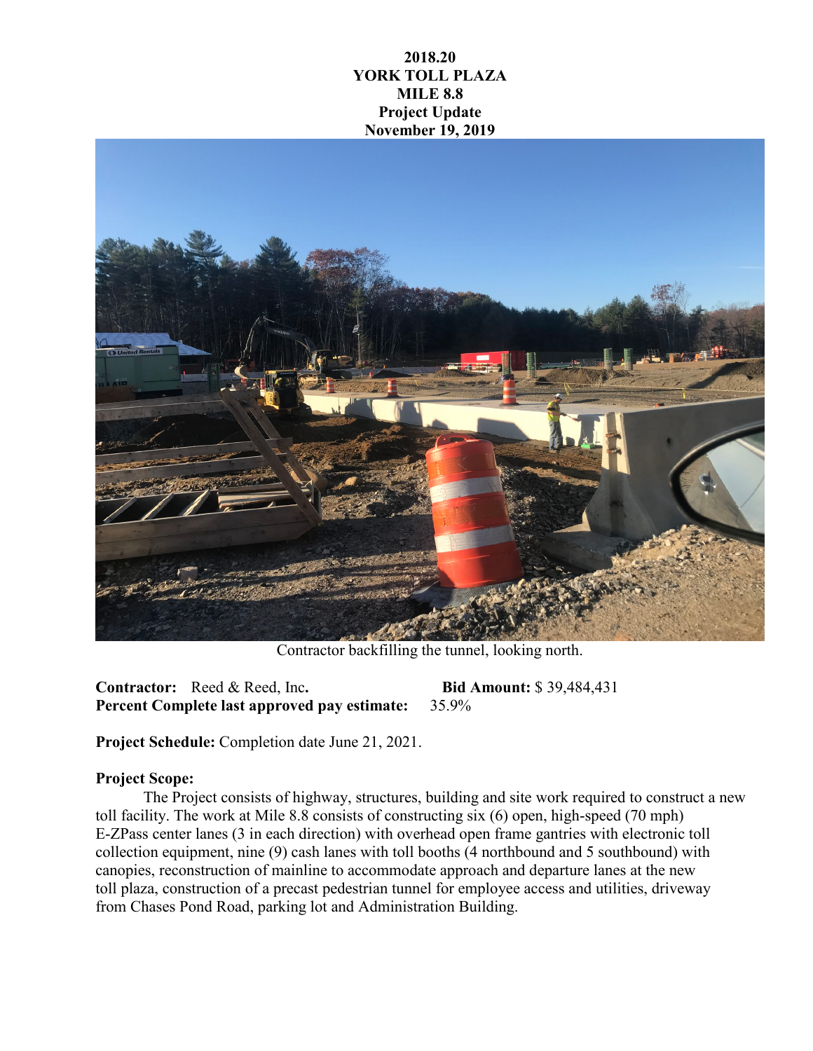# 2018.20
# YORK TOLL PLAZA
# MILE 8.8
## Project Update
## November 19, 2019

Contractor backfilling the tunnel, looking north.

**Contractor:** Reed & Reed, Inc. **Bid Amount:** $ 39,484,431

**Percent Complete last approved pay estimate:** 35.9%

**Project Schedule:** Completion date June 21, 2021.

**Project Scope:**

The Project consists of highway, structures, building and site work required to construct a new toll facility. The work at Mile 8.8 consists of constructing six (6) open, high-speed (70 mph) E-ZPass center lanes (3 in each direction) with overhead open frame gantries with electronic toll collection equipment, nine (9) cash lanes with toll booths (4 northbound and 5 southbound) with canopies, reconstruction of mainline to accommodate approach and departure lanes at the new toll plaza, construction of a precast pedestrian tunnel for employee access and utilities, driveway from Chases Pond Road, parking lot and Administration Building.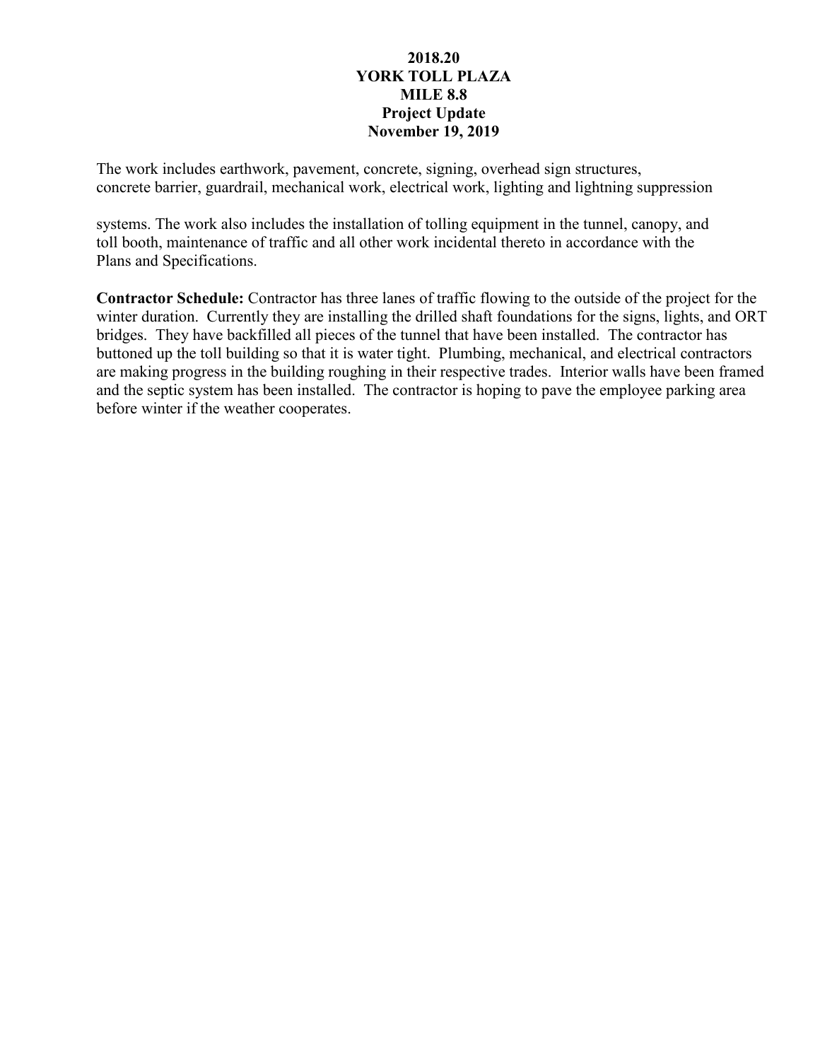**2018.20**
**YORK TOLL PLAZA**
**MILE 8.8**
**Project Update**
**November 19, 2019**

The work includes earthwork, pavement, concrete, signing, overhead sign structures, concrete barrier, guardrail, mechanical work, electrical work, lighting and lightning suppression

systems. The work also includes the installation of tolling equipment in the tunnel, canopy, and toll booth, maintenance of traffic and all other work incidental thereto in accordance with the Plans and Specifications.

**Contractor Schedule:** Contractor has three lanes of traffic flowing to the outside of the project for the winter duration. Currently they are installing the drilled shaft foundations for the signs, lights, and ORT bridges. They have backfilled all pieces of the tunnel that have been installed. The contractor has buttoned up the toll building so that it is water tight. Plumbing, mechanical, and electrical contractors are making progress in the building roughing in their respective trades. Interior walls have been framed and the septic system has been installed. The contractor is hoping to pave the employee parking area before winter if the weather cooperates.